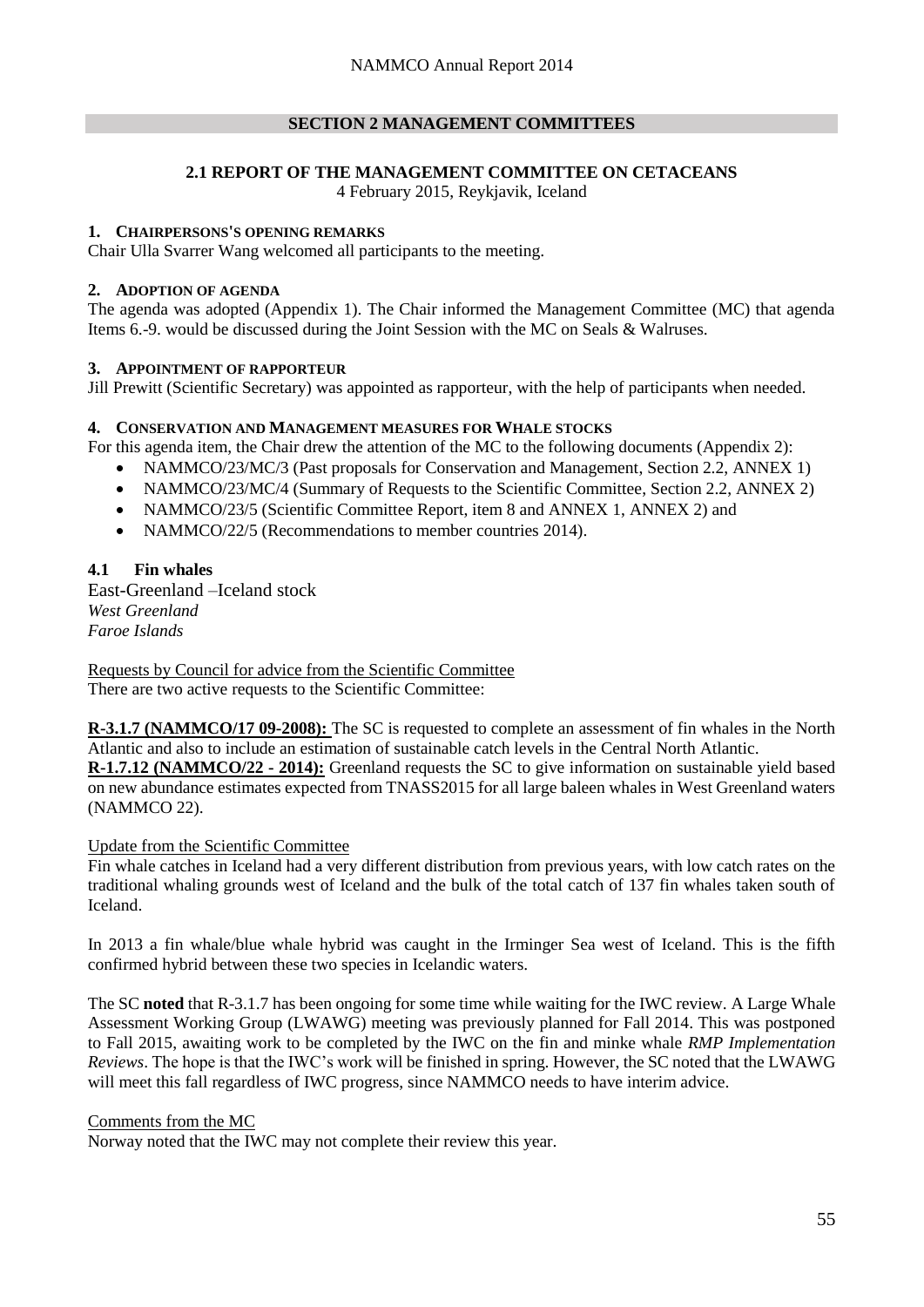## SECTION 2 MANAGEMENT COMMITTEES

### 2.1 REPORT OF THE MANAGEMENT COMMITTEE ON CETACEANS

4 February 2015, Reykjavik, Iceland

#### 1. CHAIRPERSONS'S OPENING REMARKS

Chair Ulla Svarrer Wang welcomed all participants to the meeting.

#### 2. ADOPTION OF AGENDA

The agenda was adopted (Appendix 1). The Chair informed the Management Committee (MC) that agenda Items 6.-9. would be discussed during the Joint Session with the MC on Seals & Walruses.

#### 3. APPOINTMENT OF RAPPORTEUR

Jill Prewitt (Scientific Secretary) was appointed as rapporteur, with the help of participants when needed.

#### 4. CONSERVATION AND MANAGEMENT MEASURES FOR WHALE STOCKS

For this agenda item, the Chair drew the attention of the MC to the following documents (Appendix 2):

- NAMMCO/23/MC/3 (Past proposals for Conservation and Management, Section 2.2, ANNEX 1)
- NAMMCO/23/MC/4 (Summary of Requests to the Scientific Committee, Section 2.2, ANNEX 2)
- NAMMCO/23/5 (Scientific Committee Report, item 8 and ANNEX 1, ANNEX 2) and
- NAMMCO/22/5 (Recommendations to member countries 2014).

#### 4.1 Fin whales

East-Greenland –Iceland stock
*West Greenland*
*Faroe Islands*

Requests by Council for advice from the Scientific Committee

There are two active requests to the Scientific Committee:

**R-3.1.7 (NAMMCO/17 09-2008):** The SC is requested to complete an assessment of fin whales in the North Atlantic and also to include an estimation of sustainable catch levels in the Central North Atlantic.

**R-1.7.12 (NAMMCO/22 - 2014):** Greenland requests the SC to give information on sustainable yield based on new abundance estimates expected from TNASS2015 for all large baleen whales in West Greenland waters (NAMMCO 22).

Update from the Scientific Committee

Fin whale catches in Iceland had a very different distribution from previous years, with low catch rates on the traditional whaling grounds west of Iceland and the bulk of the total catch of 137 fin whales taken south of Iceland.

In 2013 a fin whale/blue whale hybrid was caught in the Irminger Sea west of Iceland. This is the fifth confirmed hybrid between these two species in Icelandic waters.

The SC **noted** that R-3.1.7 has been ongoing for some time while waiting for the IWC review. A Large Whale Assessment Working Group (LWAWG) meeting was previously planned for Fall 2014. This was postponed to Fall 2015, awaiting work to be completed by the IWC on the fin and minke whale *RMP Implementation Reviews*. The hope is that the IWC's work will be finished in spring. However, the SC noted that the LWAWG will meet this fall regardless of IWC progress, since NAMMCO needs to have interim advice.

Comments from the MC

Norway noted that the IWC may not complete their review this year.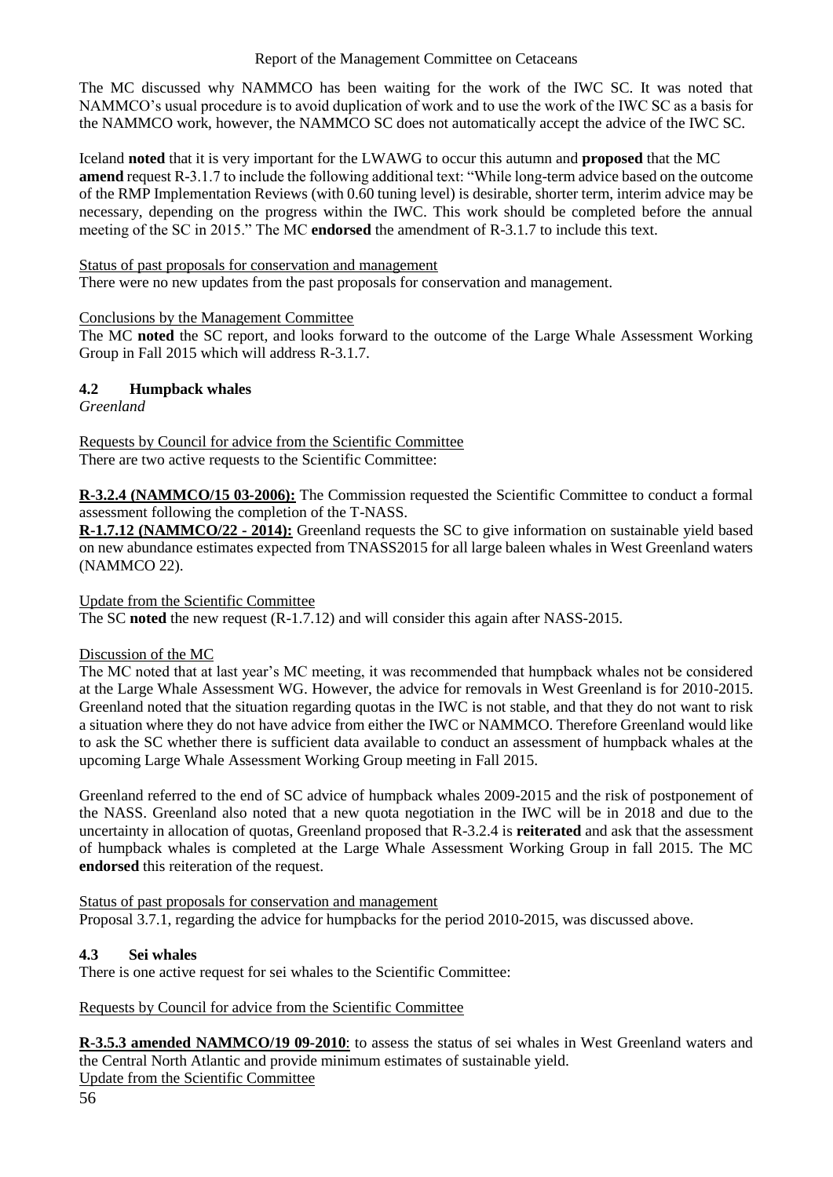The MC discussed why NAMMCO has been waiting for the work of the IWC SC. It was noted that NAMMCO's usual procedure is to avoid duplication of work and to use the work of the IWC SC as a basis for the NAMMCO work, however, the NAMMCO SC does not automatically accept the advice of the IWC SC.

Iceland **noted** that it is very important for the LWAWG to occur this autumn and **proposed** that the MC **amend** request R-3.1.7 to include the following additional text: "While long-term advice based on the outcome of the RMP Implementation Reviews (with 0.60 tuning level) is desirable, shorter term, interim advice may be necessary, depending on the progress within the IWC. This work should be completed before the annual meeting of the SC in 2015." The MC **endorsed** the amendment of R-3.1.7 to include this text.

Status of past proposals for conservation and management

There were no new updates from the past proposals for conservation and management.

Conclusions by the Management Committee

The MC **noted** the SC report, and looks forward to the outcome of the Large Whale Assessment Working Group in Fall 2015 which will address R-3.1.7.

### 4.2 Humpback whales

*Greenland*

Requests by Council for advice from the Scientific Committee

There are two active requests to the Scientific Committee:

**R-3.2.4 (NAMMCO/15 03-2006):** The Commission requested the Scientific Committee to conduct a formal assessment following the completion of the T-NASS.

**R-1.7.12 (NAMMCO/22 - 2014):** Greenland requests the SC to give information on sustainable yield based on new abundance estimates expected from TNASS2015 for all large baleen whales in West Greenland waters (NAMMCO 22).

Update from the Scientific Committee

The SC **noted** the new request (R-1.7.12) and will consider this again after NASS-2015.

Discussion of the MC

The MC noted that at last year's MC meeting, it was recommended that humpback whales not be considered at the Large Whale Assessment WG. However, the advice for removals in West Greenland is for 2010-2015. Greenland noted that the situation regarding quotas in the IWC is not stable, and that they do not want to risk a situation where they do not have advice from either the IWC or NAMMCO. Therefore Greenland would like to ask the SC whether there is sufficient data available to conduct an assessment of humpback whales at the upcoming Large Whale Assessment Working Group meeting in Fall 2015.

Greenland referred to the end of SC advice of humpback whales 2009-2015 and the risk of postponement of the NASS. Greenland also noted that a new quota negotiation in the IWC will be in 2018 and due to the uncertainty in allocation of quotas, Greenland proposed that R-3.2.4 is **reiterated** and ask that the assessment of humpback whales is completed at the Large Whale Assessment Working Group in fall 2015. The MC **endorsed** this reiteration of the request.

Status of past proposals for conservation and management

Proposal 3.7.1, regarding the advice for humpbacks for the period 2010-2015, was discussed above.

### 4.3 Sei whales

There is one active request for sei whales to the Scientific Committee:

Requests by Council for advice from the Scientific Committee

**R-3.5.3 amended NAMMCO/19 09-2010**: to assess the status of sei whales in West Greenland waters and the Central North Atlantic and provide minimum estimates of sustainable yield.

Update from the Scientific Committee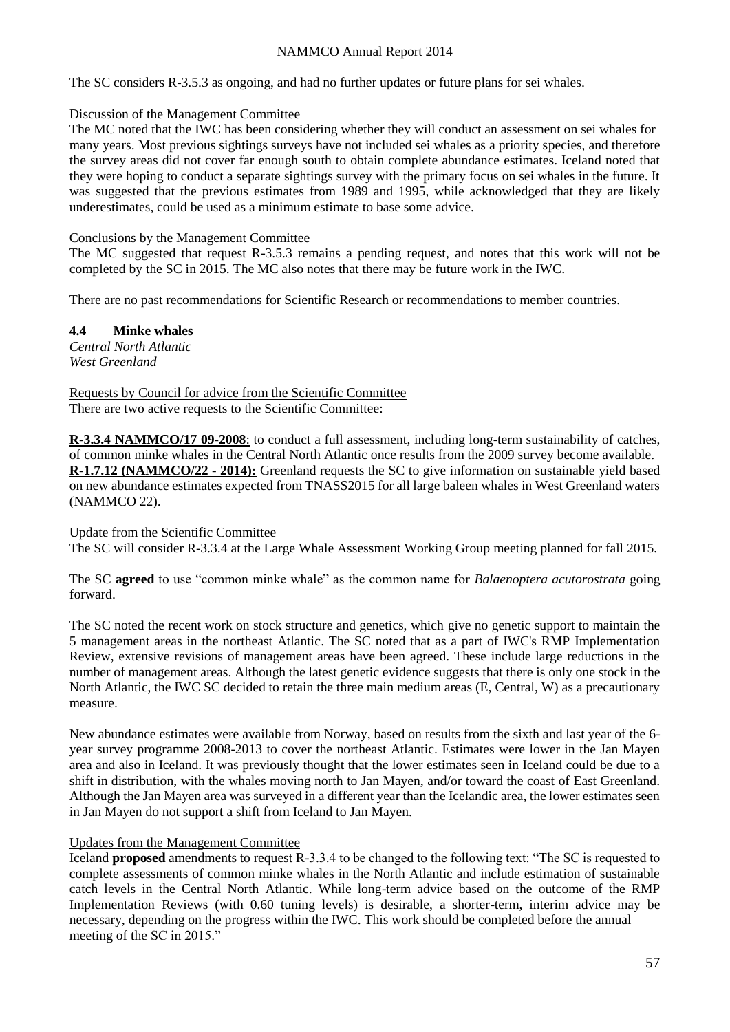The SC considers R-3.5.3 as ongoing, and had no further updates or future plans for sei whales.

Discussion of the Management Committee

The MC noted that the IWC has been considering whether they will conduct an assessment on sei whales for many years. Most previous sightings surveys have not included sei whales as a priority species, and therefore the survey areas did not cover far enough south to obtain complete abundance estimates. Iceland noted that they were hoping to conduct a separate sightings survey with the primary focus on sei whales in the future. It was suggested that the previous estimates from 1989 and 1995, while acknowledged that they are likely underestimates, could be used as a minimum estimate to base some advice.

Conclusions by the Management Committee

The MC suggested that request R-3.5.3 remains a pending request, and notes that this work will not be completed by the SC in 2015. The MC also notes that there may be future work in the IWC.

There are no past recommendations for Scientific Research or recommendations to member countries.

### 4.4 Minke whales

*Central North Atlantic*
*West Greenland*

Requests by Council for advice from the Scientific Committee

There are two active requests to the Scientific Committee:

**R-3.3.4 NAMMCO/17 09-2008**: to conduct a full assessment, including long-term sustainability of catches, of common minke whales in the Central North Atlantic once results from the 2009 survey become available.
**R-1.7.12 (NAMMCO/22 - 2014):** Greenland requests the SC to give information on sustainable yield based on new abundance estimates expected from TNASS2015 for all large baleen whales in West Greenland waters (NAMMCO 22).

Update from the Scientific Committee

The SC will consider R-3.3.4 at the Large Whale Assessment Working Group meeting planned for fall 2015.

The SC **agreed** to use "common minke whale" as the common name for *Balaenoptera acutorostrata* going forward.

The SC noted the recent work on stock structure and genetics, which give no genetic support to maintain the 5 management areas in the northeast Atlantic. The SC noted that as a part of IWC's RMP Implementation Review, extensive revisions of management areas have been agreed. These include large reductions in the number of management areas. Although the latest genetic evidence suggests that there is only one stock in the North Atlantic, the IWC SC decided to retain the three main medium areas (E, Central, W) as a precautionary measure.

New abundance estimates were available from Norway, based on results from the sixth and last year of the 6-year survey programme 2008-2013 to cover the northeast Atlantic. Estimates were lower in the Jan Mayen area and also in Iceland. It was previously thought that the lower estimates seen in Iceland could be due to a shift in distribution, with the whales moving north to Jan Mayen, and/or toward the coast of East Greenland. Although the Jan Mayen area was surveyed in a different year than the Icelandic area, the lower estimates seen in Jan Mayen do not support a shift from Iceland to Jan Mayen.

Updates from the Management Committee

Iceland **proposed** amendments to request R-3.3.4 to be changed to the following text: "The SC is requested to complete assessments of common minke whales in the North Atlantic and include estimation of sustainable catch levels in the Central North Atlantic. While long-term advice based on the outcome of the RMP Implementation Reviews (with 0.60 tuning levels) is desirable, a shorter-term, interim advice may be necessary, depending on the progress within the IWC. This work should be completed before the annual meeting of the SC in 2015."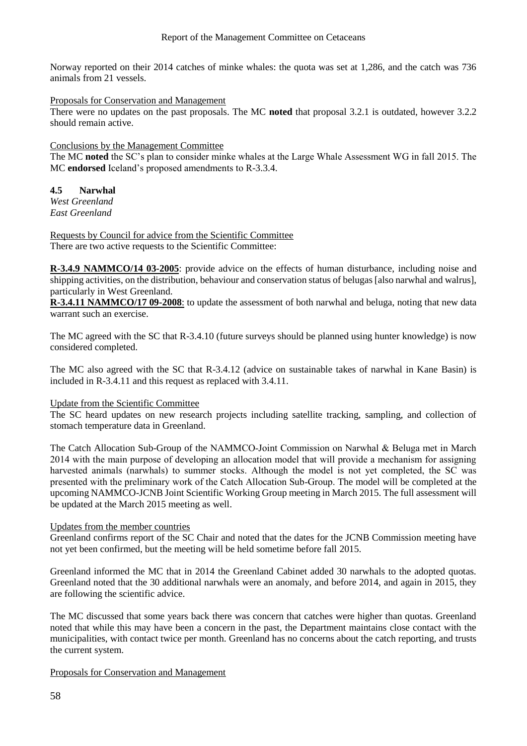Norway reported on their 2014 catches of minke whales: the quota was set at 1,286, and the catch was 736 animals from 21 vessels.

Proposals for Conservation and Management

There were no updates on the past proposals. The MC **noted** that proposal 3.2.1 is outdated, however 3.2.2 should remain active.

Conclusions by the Management Committee

The MC **noted** the SC's plan to consider minke whales at the Large Whale Assessment WG in fall 2015. The MC **endorsed** Iceland's proposed amendments to R-3.3.4.

## 4.5 Narwhal

*West Greenland*
*East Greenland*

Requests by Council for advice from the Scientific Committee

There are two active requests to the Scientific Committee:

**R-3.4.9 NAMMCO/14 03-2005**: provide advice on the effects of human disturbance, including noise and shipping activities, on the distribution, behaviour and conservation status of belugas [also narwhal and walrus], particularly in West Greenland.

**R-3.4.11 NAMMCO/17 09-2008**: to update the assessment of both narwhal and beluga, noting that new data warrant such an exercise.

The MC agreed with the SC that R-3.4.10 (future surveys should be planned using hunter knowledge) is now considered completed.

The MC also agreed with the SC that R-3.4.12 (advice on sustainable takes of narwhal in Kane Basin) is included in R-3.4.11 and this request as replaced with 3.4.11.

Update from the Scientific Committee

The SC heard updates on new research projects including satellite tracking, sampling, and collection of stomach temperature data in Greenland.

The Catch Allocation Sub-Group of the NAMMCO-Joint Commission on Narwhal & Beluga met in March 2014 with the main purpose of developing an allocation model that will provide a mechanism for assigning harvested animals (narwhals) to summer stocks. Although the model is not yet completed, the SC was presented with the preliminary work of the Catch Allocation Sub-Group. The model will be completed at the upcoming NAMMCO-JCNB Joint Scientific Working Group meeting in March 2015. The full assessment will be updated at the March 2015 meeting as well.

Updates from the member countries

Greenland confirms report of the SC Chair and noted that the dates for the JCNB Commission meeting have not yet been confirmed, but the meeting will be held sometime before fall 2015.

Greenland informed the MC that in 2014 the Greenland Cabinet added 30 narwhals to the adopted quotas. Greenland noted that the 30 additional narwhals were an anomaly, and before 2014, and again in 2015, they are following the scientific advice.

The MC discussed that some years back there was concern that catches were higher than quotas. Greenland noted that while this may have been a concern in the past, the Department maintains close contact with the municipalities, with contact twice per month. Greenland has no concerns about the catch reporting, and trusts the current system.

Proposals for Conservation and Management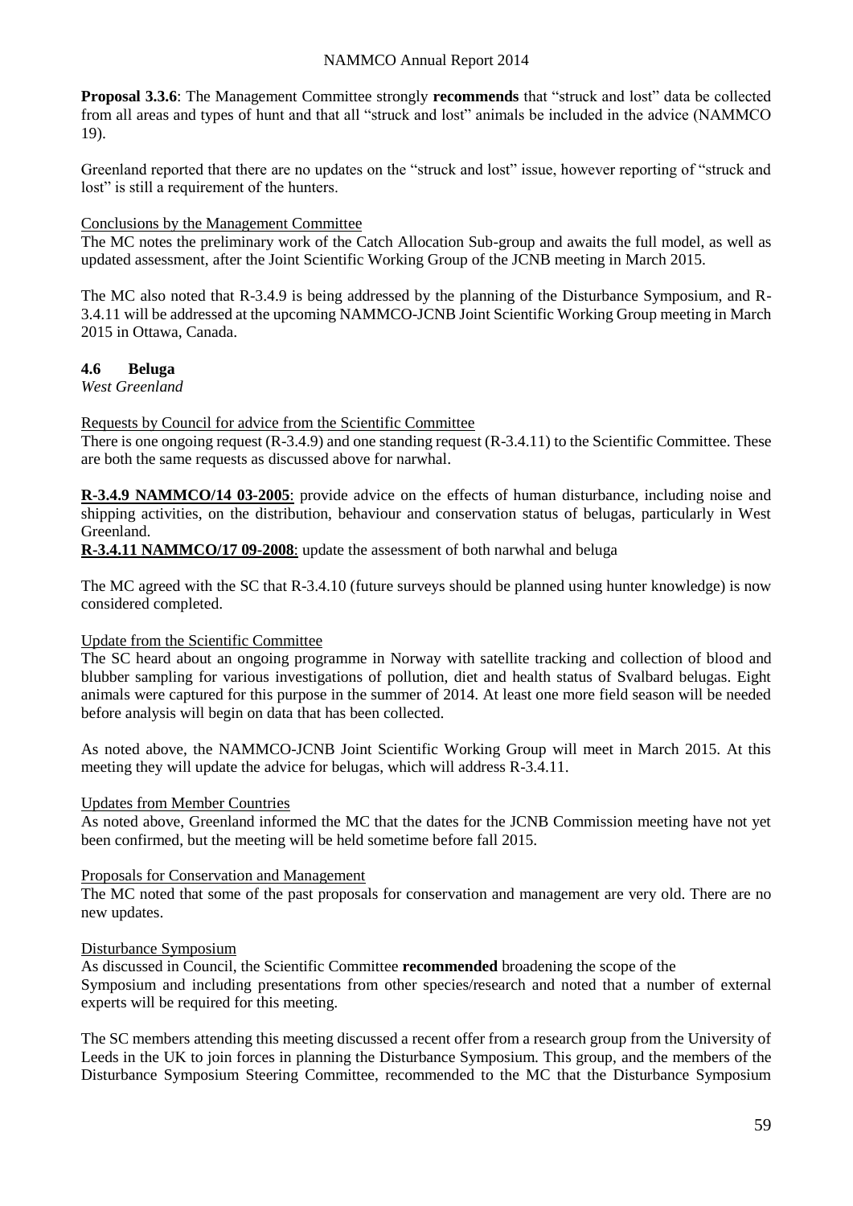**Proposal 3.3.6**: The Management Committee strongly **recommends** that "struck and lost" data be collected from all areas and types of hunt and that all "struck and lost" animals be included in the advice (NAMMCO 19).

Greenland reported that there are no updates on the "struck and lost" issue, however reporting of "struck and lost" is still a requirement of the hunters.

Conclusions by the Management Committee

The MC notes the preliminary work of the Catch Allocation Sub-group and awaits the full model, as well as updated assessment, after the Joint Scientific Working Group of the JCNB meeting in March 2015.

The MC also noted that R-3.4.9 is being addressed by the planning of the Disturbance Symposium, and R-3.4.11 will be addressed at the upcoming NAMMCO-JCNB Joint Scientific Working Group meeting in March 2015 in Ottawa, Canada.

## 4.6 Beluga

*West Greenland*

Requests by Council for advice from the Scientific Committee

There is one ongoing request (R-3.4.9) and one standing request (R-3.4.11) to the Scientific Committee. These are both the same requests as discussed above for narwhal.

**R-3.4.9 NAMMCO/14 03-2005**: provide advice on the effects of human disturbance, including noise and shipping activities, on the distribution, behaviour and conservation status of belugas, particularly in West Greenland.

**R-3.4.11 NAMMCO/17 09-2008**: update the assessment of both narwhal and beluga

The MC agreed with the SC that R-3.4.10 (future surveys should be planned using hunter knowledge) is now considered completed.

Update from the Scientific Committee

The SC heard about an ongoing programme in Norway with satellite tracking and collection of blood and blubber sampling for various investigations of pollution, diet and health status of Svalbard belugas. Eight animals were captured for this purpose in the summer of 2014. At least one more field season will be needed before analysis will begin on data that has been collected.

As noted above, the NAMMCO-JCNB Joint Scientific Working Group will meet in March 2015. At this meeting they will update the advice for belugas, which will address R-3.4.11.

Updates from Member Countries

As noted above, Greenland informed the MC that the dates for the JCNB Commission meeting have not yet been confirmed, but the meeting will be held sometime before fall 2015.

Proposals for Conservation and Management

The MC noted that some of the past proposals for conservation and management are very old. There are no new updates.

Disturbance Symposium

As discussed in Council, the Scientific Committee **recommended** broadening the scope of the Symposium and including presentations from other species/research and noted that a number of external experts will be required for this meeting.

The SC members attending this meeting discussed a recent offer from a research group from the University of Leeds in the UK to join forces in planning the Disturbance Symposium. This group, and the members of the Disturbance Symposium Steering Committee, recommended to the MC that the Disturbance Symposium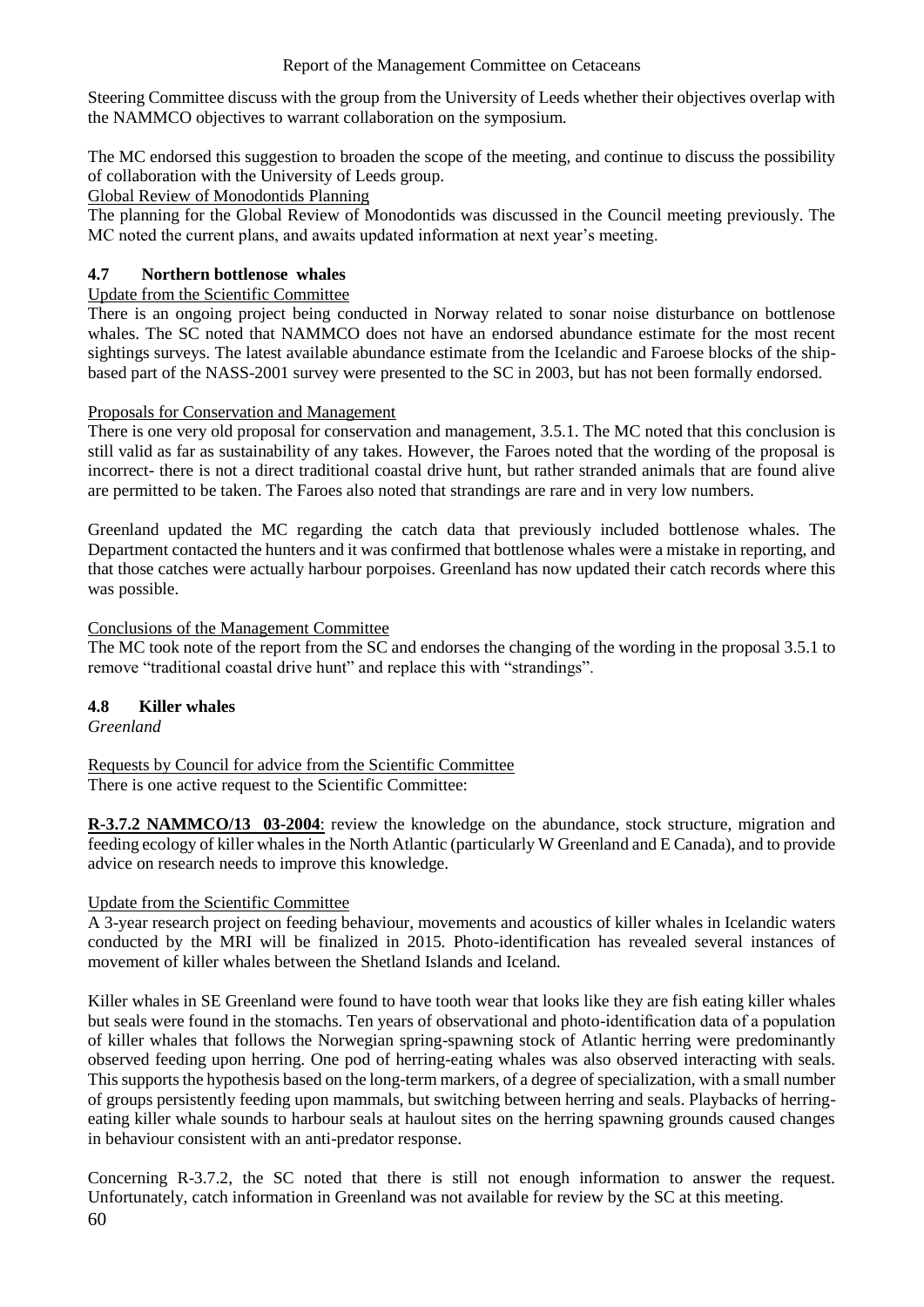Steering Committee discuss with the group from the University of Leeds whether their objectives overlap with the NAMMCO objectives to warrant collaboration on the symposium.

The MC endorsed this suggestion to broaden the scope of the meeting, and continue to discuss the possibility of collaboration with the University of Leeds group.

Global Review of Monodontids Planning

The planning for the Global Review of Monodontids was discussed in the Council meeting previously. The MC noted the current plans, and awaits updated information at next year's meeting.

### 4.7 Northern bottlenose whales

Update from the Scientific Committee

There is an ongoing project being conducted in Norway related to sonar noise disturbance on bottlenose whales. The SC noted that NAMMCO does not have an endorsed abundance estimate for the most recent sightings surveys. The latest available abundance estimate from the Icelandic and Faroese blocks of the ship-based part of the NASS-2001 survey were presented to the SC in 2003, but has not been formally endorsed.

Proposals for Conservation and Management

There is one very old proposal for conservation and management, 3.5.1. The MC noted that this conclusion is still valid as far as sustainability of any takes. However, the Faroes noted that the wording of the proposal is incorrect- there is not a direct traditional coastal drive hunt, but rather stranded animals that are found alive are permitted to be taken. The Faroes also noted that strandings are rare and in very low numbers.

Greenland updated the MC regarding the catch data that previously included bottlenose whales. The Department contacted the hunters and it was confirmed that bottlenose whales were a mistake in reporting, and that those catches were actually harbour porpoises. Greenland has now updated their catch records where this was possible.

Conclusions of the Management Committee

The MC took note of the report from the SC and endorses the changing of the wording in the proposal 3.5.1 to remove "traditional coastal drive hunt" and replace this with "strandings".

### 4.8 Killer whales

*Greenland*

Requests by Council for advice from the Scientific Committee

There is one active request to the Scientific Committee:

**R-3.7.2 NAMMCO/13 03-2004**: review the knowledge on the abundance, stock structure, migration and feeding ecology of killer whales in the North Atlantic (particularly W Greenland and E Canada), and to provide advice on research needs to improve this knowledge.

Update from the Scientific Committee

A 3-year research project on feeding behaviour, movements and acoustics of killer whales in Icelandic waters conducted by the MRI will be finalized in 2015. Photo-identification has revealed several instances of movement of killer whales between the Shetland Islands and Iceland.

Killer whales in SE Greenland were found to have tooth wear that looks like they are fish eating killer whales but seals were found in the stomachs. Ten years of observational and photo-identification data of a population of killer whales that follows the Norwegian spring-spawning stock of Atlantic herring were predominantly observed feeding upon herring. One pod of herring-eating whales was also observed interacting with seals. This supports the hypothesis based on the long-term markers, of a degree of specialization, with a small number of groups persistently feeding upon mammals, but switching between herring and seals. Playbacks of herring-eating killer whale sounds to harbour seals at haulout sites on the herring spawning grounds caused changes in behaviour consistent with an anti-predator response.

Concerning R-3.7.2, the SC noted that there is still not enough information to answer the request. Unfortunately, catch information in Greenland was not available for review by the SC at this meeting.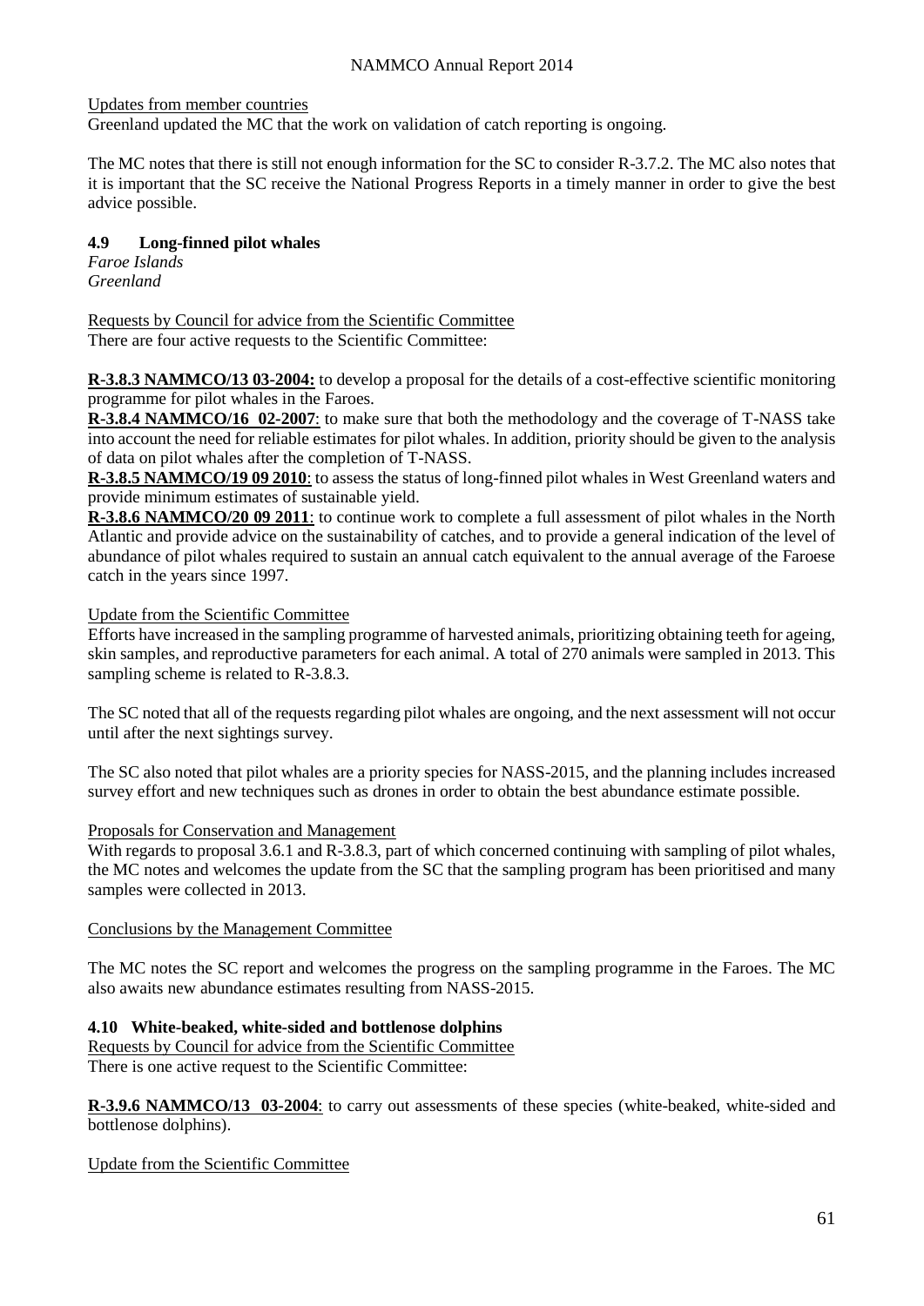Updates from member countries

Greenland updated the MC that the work on validation of catch reporting is ongoing.

The MC notes that there is still not enough information for the SC to consider R-3.7.2. The MC also notes that it is important that the SC receive the National Progress Reports in a timely manner in order to give the best advice possible.

### 4.9 Long-finned pilot whales

*Faroe Islands*
*Greenland*

Requests by Council for advice from the Scientific Committee

There are four active requests to the Scientific Committee:

**R-3.8.3 NAMMCO/13 03-2004:** to develop a proposal for the details of a cost-effective scientific monitoring programme for pilot whales in the Faroes.

**R-3.8.4 NAMMCO/16 02-2007**: to make sure that both the methodology and the coverage of T-NASS take into account the need for reliable estimates for pilot whales. In addition, priority should be given to the analysis of data on pilot whales after the completion of T-NASS.

**R-3.8.5 NAMMCO/19 09 2010**: to assess the status of long-finned pilot whales in West Greenland waters and provide minimum estimates of sustainable yield.

**R-3.8.6 NAMMCO/20 09 2011**: to continue work to complete a full assessment of pilot whales in the North Atlantic and provide advice on the sustainability of catches, and to provide a general indication of the level of abundance of pilot whales required to sustain an annual catch equivalent to the annual average of the Faroese catch in the years since 1997.

Update from the Scientific Committee

Efforts have increased in the sampling programme of harvested animals, prioritizing obtaining teeth for ageing, skin samples, and reproductive parameters for each animal. A total of 270 animals were sampled in 2013. This sampling scheme is related to R-3.8.3.

The SC noted that all of the requests regarding pilot whales are ongoing, and the next assessment will not occur until after the next sightings survey.

The SC also noted that pilot whales are a priority species for NASS-2015, and the planning includes increased survey effort and new techniques such as drones in order to obtain the best abundance estimate possible.

Proposals for Conservation and Management

With regards to proposal 3.6.1 and R-3.8.3, part of which concerned continuing with sampling of pilot whales, the MC notes and welcomes the update from the SC that the sampling program has been prioritised and many samples were collected in 2013.

Conclusions by the Management Committee

The MC notes the SC report and welcomes the progress on the sampling programme in the Faroes. The MC also awaits new abundance estimates resulting from NASS-2015.

### 4.10 White-beaked, white-sided and bottlenose dolphins

Requests by Council for advice from the Scientific Committee

There is one active request to the Scientific Committee:

**R-3.9.6 NAMMCO/13 03-2004**: to carry out assessments of these species (white-beaked, white-sided and bottlenose dolphins).

Update from the Scientific Committee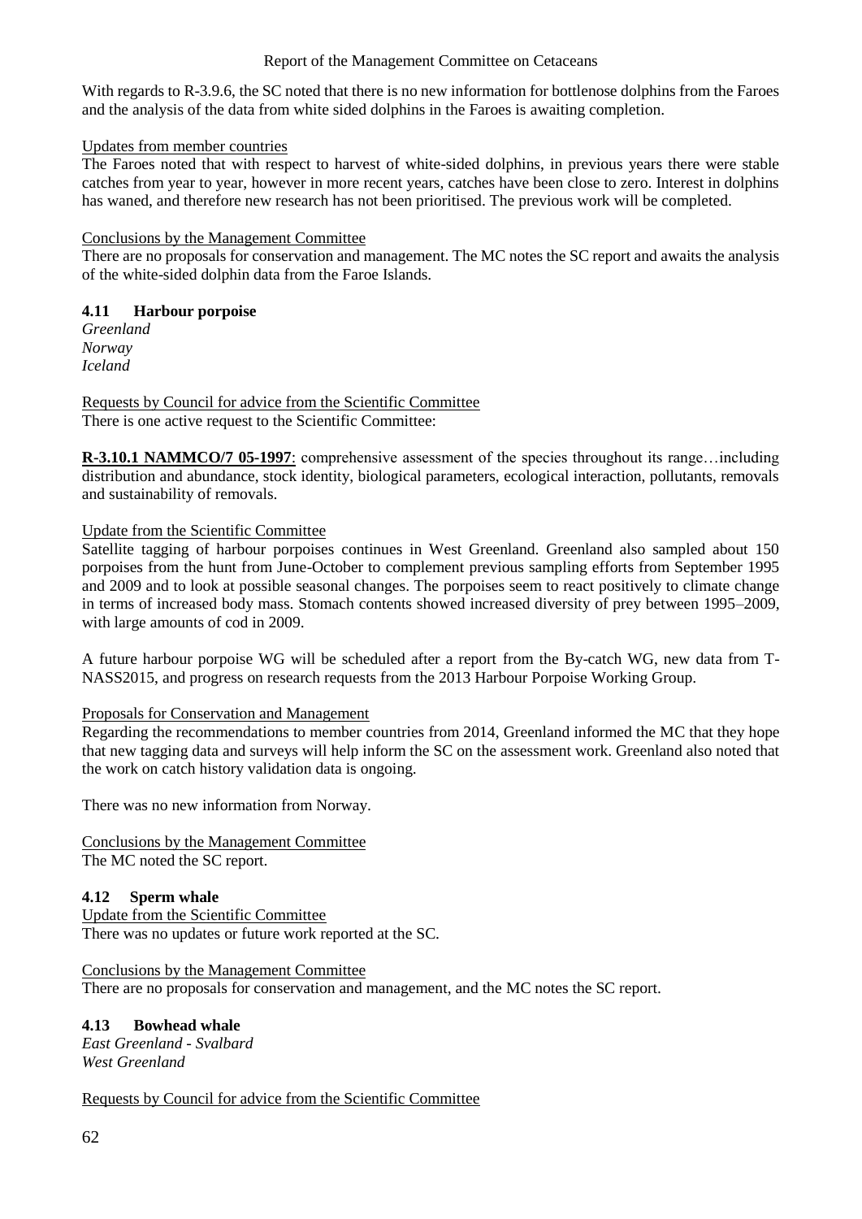With regards to R-3.9.6, the SC noted that there is no new information for bottlenose dolphins from the Faroes and the analysis of the data from white sided dolphins in the Faroes is awaiting completion.

Updates from member countries

The Faroes noted that with respect to harvest of white-sided dolphins, in previous years there were stable catches from year to year, however in more recent years, catches have been close to zero. Interest in dolphins has waned, and therefore new research has not been prioritised. The previous work will be completed.

Conclusions by the Management Committee

There are no proposals for conservation and management. The MC notes the SC report and awaits the analysis of the white-sided dolphin data from the Faroe Islands.

### 4.11 Harbour porpoise

*Greenland*
*Norway*
*Iceland*

Requests by Council for advice from the Scientific Committee

There is one active request to the Scientific Committee:

**R-3.10.1 NAMMCO/7 05-1997**: comprehensive assessment of the species throughout its range…including distribution and abundance, stock identity, biological parameters, ecological interaction, pollutants, removals and sustainability of removals.

Update from the Scientific Committee

Satellite tagging of harbour porpoises continues in West Greenland. Greenland also sampled about 150 porpoises from the hunt from June-October to complement previous sampling efforts from September 1995 and 2009 and to look at possible seasonal changes. The porpoises seem to react positively to climate change in terms of increased body mass. Stomach contents showed increased diversity of prey between 1995–2009, with large amounts of cod in 2009.

A future harbour porpoise WG will be scheduled after a report from the By-catch WG, new data from T-NASS2015, and progress on research requests from the 2013 Harbour Porpoise Working Group.

Proposals for Conservation and Management

Regarding the recommendations to member countries from 2014, Greenland informed the MC that they hope that new tagging data and surveys will help inform the SC on the assessment work. Greenland also noted that the work on catch history validation data is ongoing.

There was no new information from Norway.

Conclusions by the Management Committee

The MC noted the SC report.

### 4.12 Sperm whale

Update from the Scientific Committee

There was no updates or future work reported at the SC.

Conclusions by the Management Committee

There are no proposals for conservation and management, and the MC notes the SC report.

### 4.13 Bowhead whale

*East Greenland - Svalbard*
*West Greenland*

Requests by Council for advice from the Scientific Committee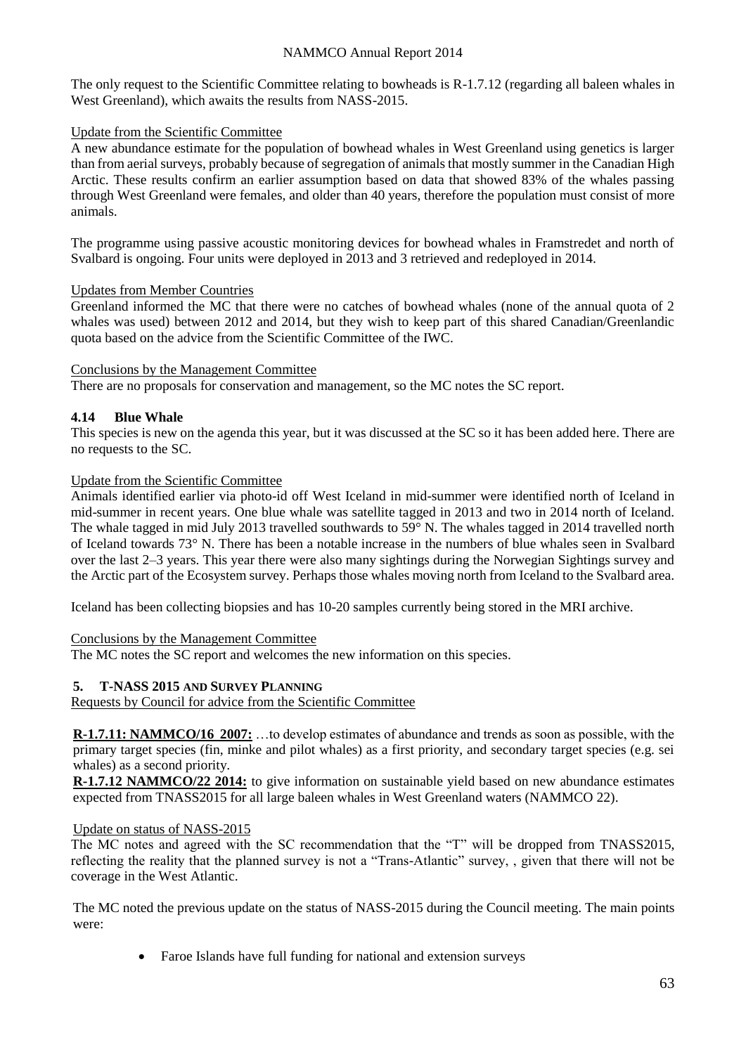The only request to the Scientific Committee relating to bowheads is R-1.7.12 (regarding all baleen whales in West Greenland), which awaits the results from NASS-2015.

Update from the Scientific Committee

A new abundance estimate for the population of bowhead whales in West Greenland using genetics is larger than from aerial surveys, probably because of segregation of animals that mostly summer in the Canadian High Arctic. These results confirm an earlier assumption based on data that showed 83% of the whales passing through West Greenland were females, and older than 40 years, therefore the population must consist of more animals.

The programme using passive acoustic monitoring devices for bowhead whales in Framstredet and north of Svalbard is ongoing. Four units were deployed in 2013 and 3 retrieved and redeployed in 2014.

Updates from Member Countries

Greenland informed the MC that there were no catches of bowhead whales (none of the annual quota of 2 whales was used) between 2012 and 2014, but they wish to keep part of this shared Canadian/Greenlandic quota based on the advice from the Scientific Committee of the IWC.

Conclusions by the Management Committee

There are no proposals for conservation and management, so the MC notes the SC report.

### 4.14 Blue Whale

This species is new on the agenda this year, but it was discussed at the SC so it has been added here. There are no requests to the SC.

Update from the Scientific Committee

Animals identified earlier via photo-id off West Iceland in mid-summer were identified north of Iceland in mid-summer in recent years. One blue whale was satellite tagged in 2013 and two in 2014 north of Iceland. The whale tagged in mid July 2013 travelled southwards to 59° N. The whales tagged in 2014 travelled north of Iceland towards 73° N. There has been a notable increase in the numbers of blue whales seen in Svalbard over the last 2–3 years. This year there were also many sightings during the Norwegian Sightings survey and the Arctic part of the Ecosystem survey. Perhaps those whales moving north from Iceland to the Svalbard area.

Iceland has been collecting biopsies and has 10-20 samples currently being stored in the MRI archive.

Conclusions by the Management Committee

The MC notes the SC report and welcomes the new information on this species.

## 5. T-NASS 2015 AND SURVEY PLANNING

Requests by Council for advice from the Scientific Committee

**R-1.7.11: NAMMCO/16 2007:** …to develop estimates of abundance and trends as soon as possible, with the primary target species (fin, minke and pilot whales) as a first priority, and secondary target species (e.g. sei whales) as a second priority.

**R-1.7.12 NAMMCO/22 2014:** to give information on sustainable yield based on new abundance estimates expected from TNASS2015 for all large baleen whales in West Greenland waters (NAMMCO 22).

Update on status of NASS-2015

The MC notes and agreed with the SC recommendation that the "T" will be dropped from TNASS2015, reflecting the reality that the planned survey is not a "Trans-Atlantic" survey, , given that there will not be coverage in the West Atlantic.

The MC noted the previous update on the status of NASS-2015 during the Council meeting. The main points were:

- Faroe Islands have full funding for national and extension surveys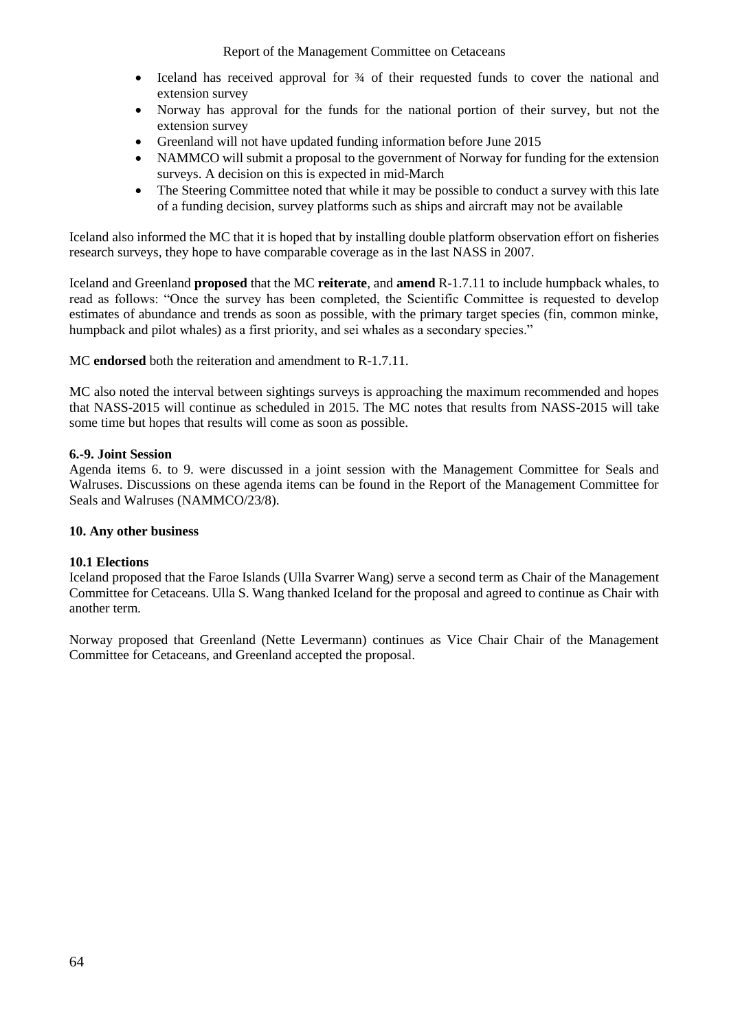- Iceland has received approval for ¾ of their requested funds to cover the national and extension survey
- Norway has approval for the funds for the national portion of their survey, but not the extension survey
- Greenland will not have updated funding information before June 2015
- NAMMCO will submit a proposal to the government of Norway for funding for the extension surveys. A decision on this is expected in mid-March
- The Steering Committee noted that while it may be possible to conduct a survey with this late of a funding decision, survey platforms such as ships and aircraft may not be available

Iceland also informed the MC that it is hoped that by installing double platform observation effort on fisheries research surveys, they hope to have comparable coverage as in the last NASS in 2007.

Iceland and Greenland **proposed** that the MC **reiterate**, and **amend** R-1.7.11 to include humpback whales, to read as follows: "Once the survey has been completed, the Scientific Committee is requested to develop estimates of abundance and trends as soon as possible, with the primary target species (fin, common minke, humpback and pilot whales) as a first priority, and sei whales as a secondary species."

MC **endorsed** both the reiteration and amendment to R-1.7.11.

MC also noted the interval between sightings surveys is approaching the maximum recommended and hopes that NASS-2015 will continue as scheduled in 2015. The MC notes that results from NASS-2015 will take some time but hopes that results will come as soon as possible.

### 6.-9. Joint Session

Agenda items 6. to 9. were discussed in a joint session with the Management Committee for Seals and Walruses. Discussions on these agenda items can be found in the Report of the Management Committee for Seals and Walruses (NAMMCO/23/8).

### 10. Any other business

#### 10.1 Elections

Iceland proposed that the Faroe Islands (Ulla Svarrer Wang) serve a second term as Chair of the Management Committee for Cetaceans. Ulla S. Wang thanked Iceland for the proposal and agreed to continue as Chair with another term.

Norway proposed that Greenland (Nette Levermann) continues as Vice Chair Chair of the Management Committee for Cetaceans, and Greenland accepted the proposal.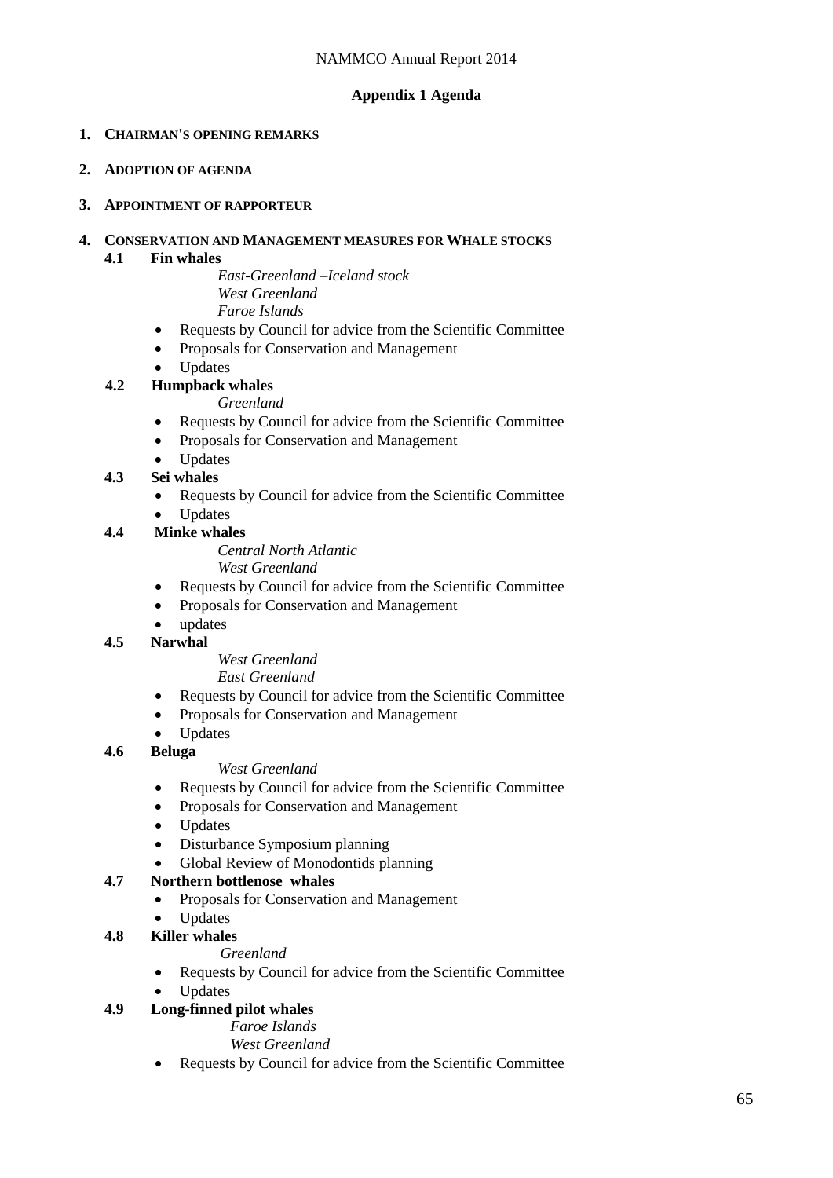## Appendix 1 Agenda

1. **CHAIRMAN'S OPENING REMARKS**

2. **ADOPTION OF AGENDA**

3. **APPOINTMENT OF RAPPORTEUR**

4. **CONSERVATION AND MANAGEMENT MEASURES FOR WHALE STOCKS**

   **4.1 Fin whales**

   *East-Greenland –Iceland stock*
   *West Greenland*
   *Faroe Islands*

   - Requests by Council for advice from the Scientific Committee
   - Proposals for Conservation and Management
   - Updates

   **4.2 Humpback whales**

   *Greenland*

   - Requests by Council for advice from the Scientific Committee
   - Proposals for Conservation and Management
   - Updates

   **4.3 Sei whales**

   - Requests by Council for advice from the Scientific Committee
   - Updates

   **4.4 Minke whales**

   *Central North Atlantic*
   *West Greenland*

   - Requests by Council for advice from the Scientific Committee
   - Proposals for Conservation and Management
   - updates

   **4.5 Narwhal**

   *West Greenland*
   *East Greenland*

   - Requests by Council for advice from the Scientific Committee
   - Proposals for Conservation and Management
   - Updates

   **4.6 Beluga**

   *West Greenland*

   - Requests by Council for advice from the Scientific Committee
   - Proposals for Conservation and Management
   - Updates
   - Disturbance Symposium planning
   - Global Review of Monodontids planning

   **4.7 Northern bottlenose whales**

   - Proposals for Conservation and Management
   - Updates

   **4.8 Killer whales**

   *Greenland*

   - Requests by Council for advice from the Scientific Committee
   - Updates

   **4.9 Long-finned pilot whales**

   *Faroe Islands*
   *West Greenland*

   - Requests by Council for advice from the Scientific Committee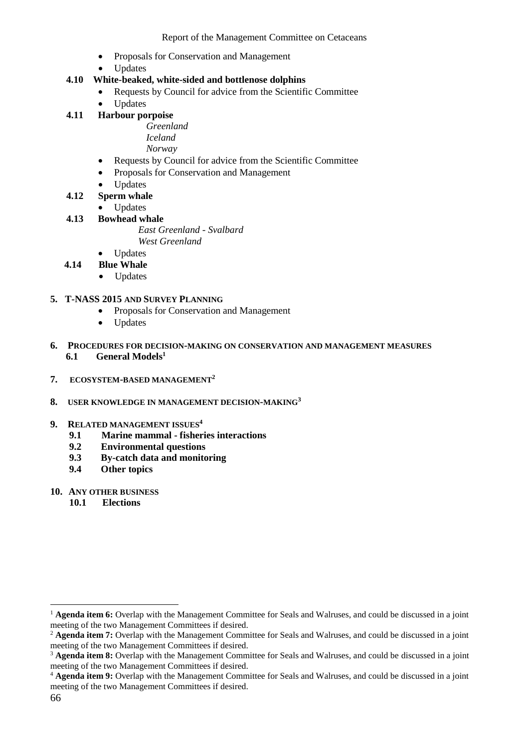- Proposals for Conservation and Management
- Updates

**4.10 White-beaked, white-sided and bottlenose dolphins**

- Requests by Council for advice from the Scientific Committee
- Updates

**4.11 Harbour porpoise**

*Greenland*
*Iceland*
*Norway*

- Requests by Council for advice from the Scientific Committee
- Proposals for Conservation and Management
- Updates

**4.12 Sperm whale**

- Updates

**4.13 Bowhead whale**

*East Greenland - Svalbard*
*West Greenland*

- Updates

**4.14 Blue Whale**

- Updates

**5. T-NASS 2015 AND SURVEY PLANNING**

- Proposals for Conservation and Management
- Updates

**6. PROCEDURES FOR DECISION-MAKING ON CONSERVATION AND MANAGEMENT MEASURES**

**6.1 General Models**[1]

**7. ECOSYSTEM-BASED MANAGEMENT**[2]

**8. USER KNOWLEDGE IN MANAGEMENT DECISION-MAKING**[3]

**9. RELATED MANAGEMENT ISSUES**[4]

**9.1 Marine mammal - fisheries interactions**
**9.2 Environmental questions**
**9.3 By-catch data and monitoring**
**9.4 Other topics**

**10. ANY OTHER BUSINESS**

**10.1 Elections**

---

[1] **Agenda item 6:** Overlap with the Management Committee for Seals and Walruses, and could be discussed in a joint meeting of the two Management Committees if desired.

[2] **Agenda item 7:** Overlap with the Management Committee for Seals and Walruses, and could be discussed in a joint meeting of the two Management Committees if desired.

[3] **Agenda item 8:** Overlap with the Management Committee for Seals and Walruses, and could be discussed in a joint meeting of the two Management Committees if desired.

[4] **Agenda item 9:** Overlap with the Management Committee for Seals and Walruses, and could be discussed in a joint meeting of the two Management Committees if desired.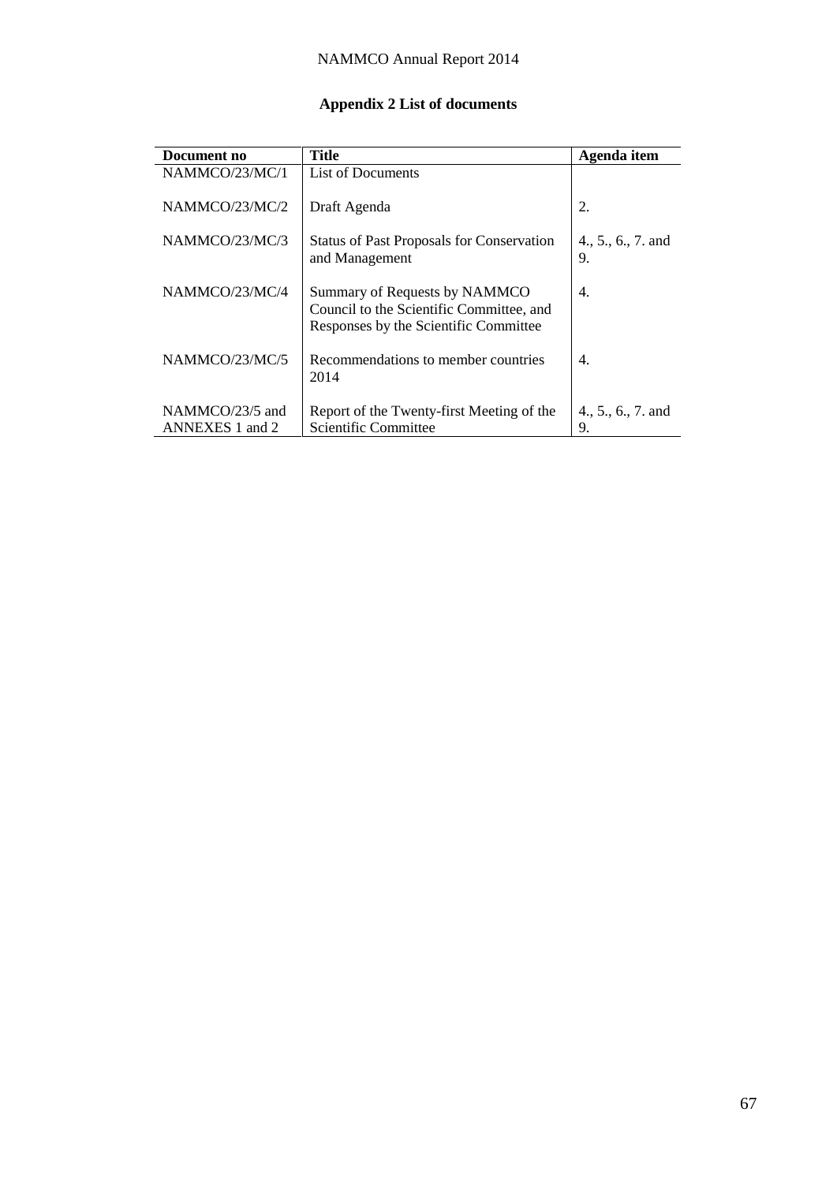## Appendix 2 List of documents

| Document no | Title | Agenda item |
|---|---|---|
| NAMMCO/23/MC/1 | List of Documents | |
| NAMMCO/23/MC/2 | Draft Agenda | 2. |
| NAMMCO/23/MC/3 | Status of Past Proposals for Conservation and Management | 4., 5., 6., 7. and 9. |
| NAMMCO/23/MC/4 | Summary of Requests by NAMMCO Council to the Scientific Committee, and Responses by the Scientific Committee | 4. |
| NAMMCO/23/MC/5 | Recommendations to member countries 2014 | 4. |
| NAMMCO/23/5 and ANNEXES 1 and 2 | Report of the Twenty-first Meeting of the Scientific Committee | 4., 5., 6., 7. and 9. |